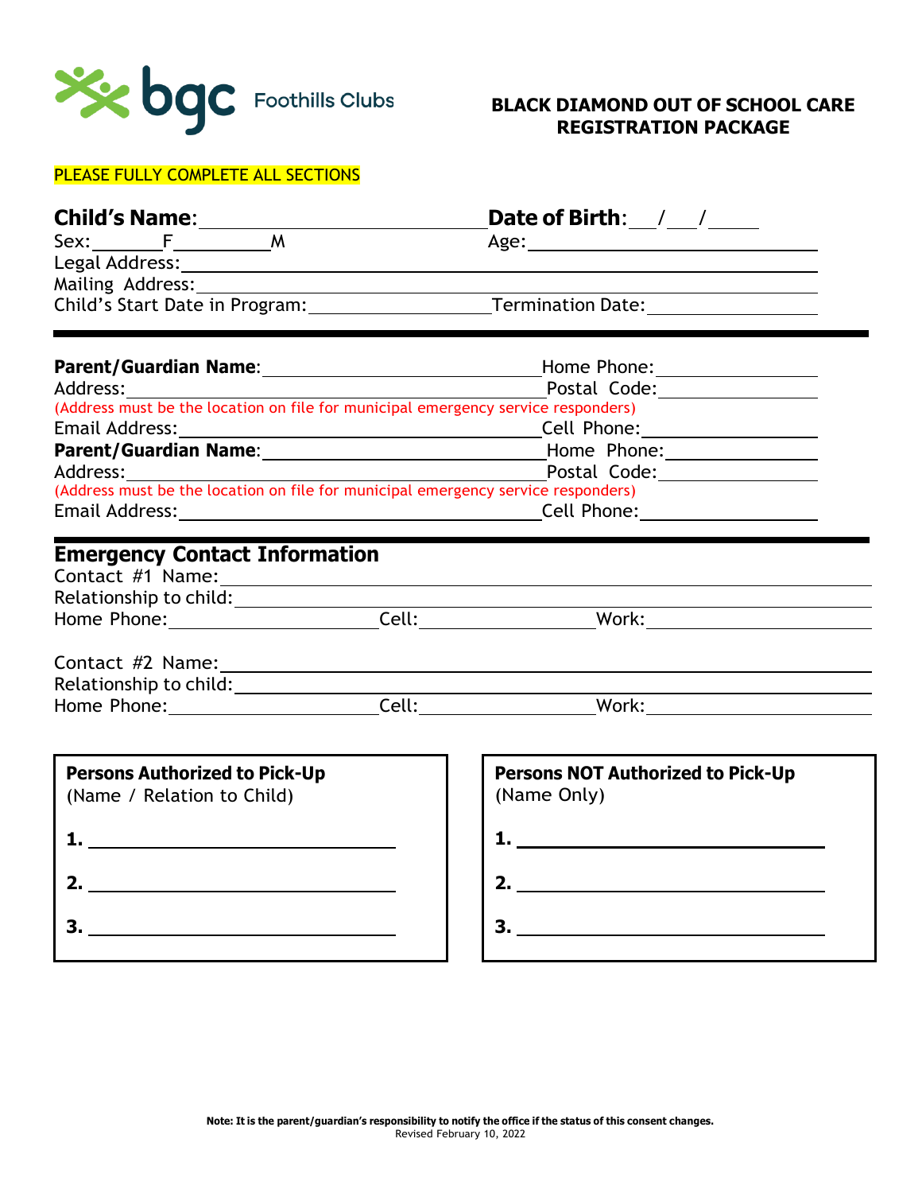bgc Foothills Clubs

# BLACK DIAMOND OUT OF SCHOOL CARE REGISTRATION PACKAGE

PLEASE FULLY COMPLETE ALL SECTIONS

**Child's Name**: ______________________ **Date of Birth**: ___/___/_____

Sex: _______F__________M Age: ______________________

Legal Address: ______________________

Mailing Address: ______________________

Child's Start Date in Program: ______________ Termination Date: ______________

---

**Parent/Guardian Name**: ______________________ Home Phone: ______________

Address: ______________________ Postal Code: ______________

(Address must be the location on file for municipal emergency service responders)

Email Address: ______________________ Cell Phone: ______________

**Parent/Guardian Name**: ______________________ Home Phone: ______________

Address: ______________________ Postal Code: ______________

(Address must be the location on file for municipal emergency service responders)

Email Address: ______________________ Cell Phone: ______________

## Emergency Contact Information

Contact #1 Name: ______________________

Relationship to child: ______________________

Home Phone: ______________ Cell: ______________ Work: ______________

Contact #2 Name: ______________________

Relationship to child: ______________________

Home Phone: ______________ Cell: ______________ Work: ______________

| **Persons Authorized to Pick-Up** (Name / Relation to Child) | **Persons NOT Authorized to Pick-Up** (Name Only) |
|---|---|
| **1.** ______________ | **1.** ______________ |
| **2.** ______________ | **2.** ______________ |
| **3.** ______________ | **3.** ______________ |

**Note: It is the parent/guardian's responsibility to notify the office if the status of this consent changes.**

Revised February 10, 2022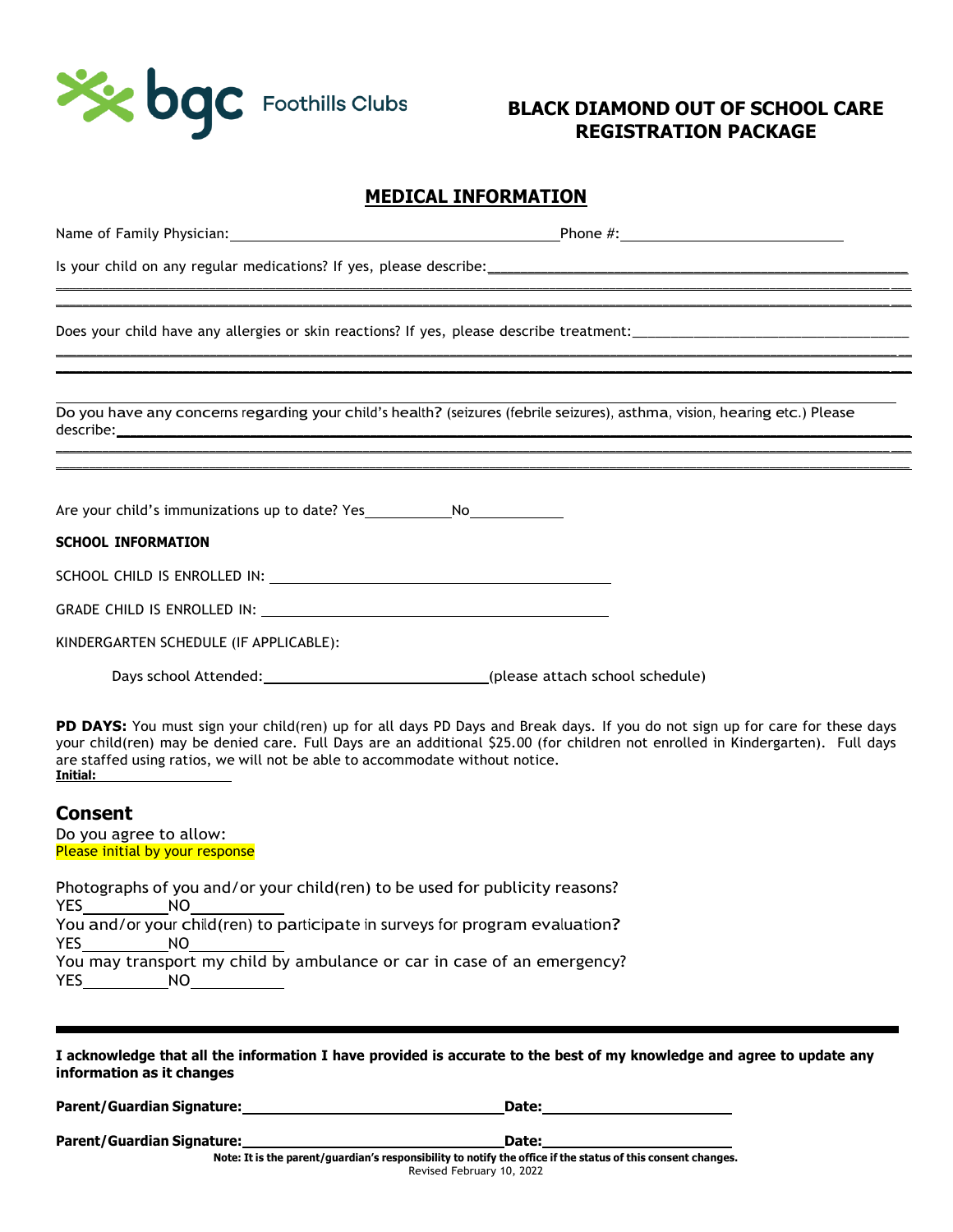# BLACK DIAMOND OUT OF SCHOOL CARE REGISTRATION PACKAGE

## MEDICAL INFORMATION

Name of Family Physician:_________________________________________ Phone #:____________________________

Is your child on any regular medications? If yes, please describe:_______________________________________________

_______________________________________________________________________________________________

_______________________________________________________________________________________________

Does your child have any allergies or skin reactions? If yes, please describe treatment:____________________________

_______________________________________________________________________________________________

_______________________________________________________________________________________________

_______________________________________________________________________________________________

Do you have any concerns regarding your child's health? (seizures (febrile seizures), asthma, vision, hearing etc.) Please describe:__________________________________________________________________________________________

_______________________________________________________________________________________________

_______________________________________________________________________________________________

Are your child's immunizations up to date? Yes___________ No____________

**SCHOOL INFORMATION**

SCHOOL CHILD IS ENROLLED IN: _____________________________________________

GRADE CHILD IS ENROLLED IN: ______________________________________________

KINDERGARTEN SCHEDULE (IF APPLICABLE):

Days school Attended:____________________________(please attach school schedule)

**PD DAYS:** You must sign your child(ren) up for all days PD Days and Break days. If you do not sign up for care for these days your child(ren) may be denied care. Full Days are an additional $25.00 (for children not enrolled in Kindergarten). Full days are staffed using ratios, we will not be able to accommodate without notice.
**Initial:** ________________

## Consent

Do you agree to allow:
Please initial by your response

Photographs of you and/or your child(ren) to be used for publicity reasons?
YES__________ NO___________

You and/or your child(ren) to participate in surveys for program evaluation?
YES__________ NO___________

You may transport my child by ambulance or car in case of an emergency?
YES__________ NO___________

---

**I acknowledge that all the information I have provided is accurate to the best of my knowledge and agree to update any information as it changes**

**Parent/Guardian Signature:**_________________________________ **Date:**________________________

**Parent/Guardian Signature:**_________________________________ **Date:**________________________

**Note: It is the parent/guardian's responsibility to notify the office if the status of this consent changes.**

Revised February 10, 2022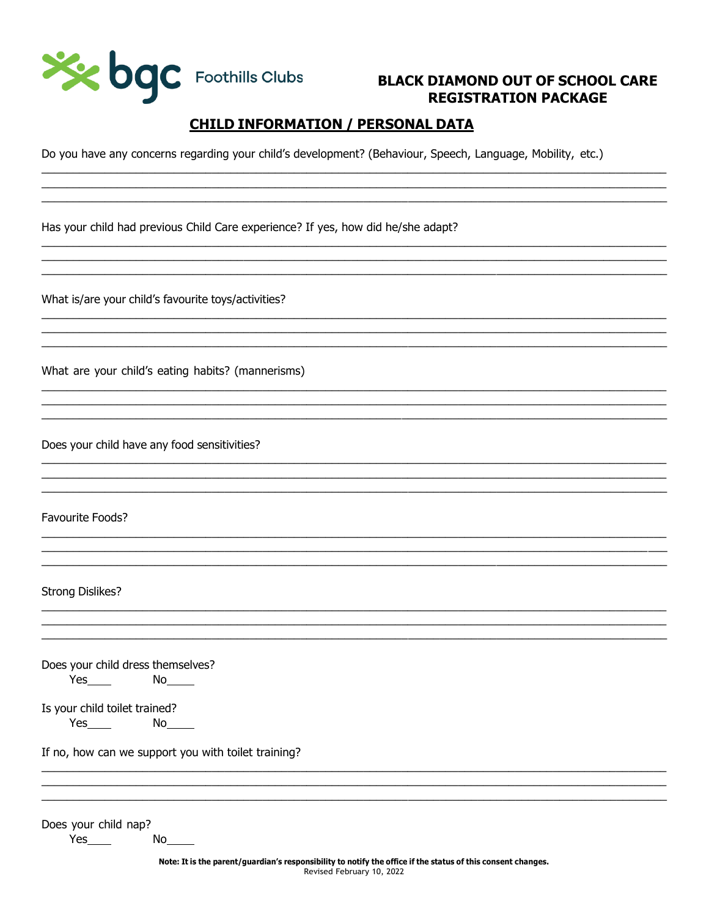bgc Foothills Clubs

# BLACK DIAMOND OUT OF SCHOOL CARE REGISTRATION PACKAGE

## CHILD INFORMATION / PERSONAL DATA

Do you have any concerns regarding your child's development? (Behaviour, Speech, Language, Mobility, etc.)

______________________________________________________________________________
______________________________________________________________________________
______________________________________________________________________________

Has your child had previous Child Care experience? If yes, how did he/she adapt?

______________________________________________________________________________
______________________________________________________________________________
______________________________________________________________________________

What is/are your child's favourite toys/activities?

______________________________________________________________________________
______________________________________________________________________________
______________________________________________________________________________

What are your child's eating habits? (mannerisms)

______________________________________________________________________________
______________________________________________________________________________
______________________________________________________________________________

Does your child have any food sensitivities?

______________________________________________________________________________
______________________________________________________________________________
______________________________________________________________________________

Favourite Foods?

______________________________________________________________________________
______________________________________________________________________________
______________________________________________________________________________

Strong Dislikes?

______________________________________________________________________________
______________________________________________________________________________
______________________________________________________________________________

Does your child dress themselves?
Yes____ No_____

Is your child toilet trained?
Yes____ No_____

If no, how can we support you with toilet training?

______________________________________________________________________________
______________________________________________________________________________
______________________________________________________________________________

Does your child nap?
Yes____ No_____

**Note: It is the parent/guardian's responsibility to notify the office if the status of this consent changes.**
Revised February 10, 2022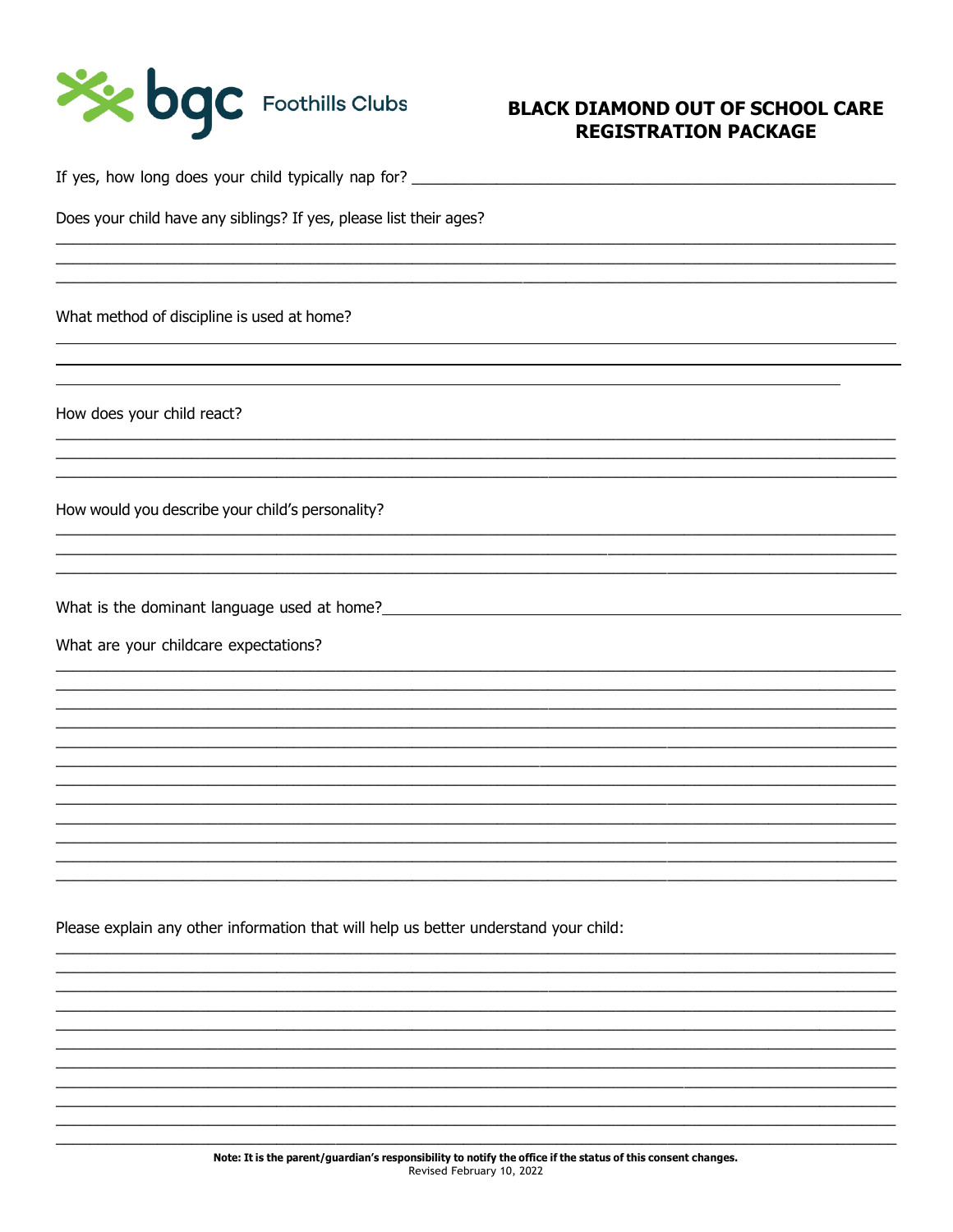# BLACK DIAMOND OUT OF SCHOOL CARE REGISTRATION PACKAGE

If yes, how long does your child typically nap for? ______________________________

Does your child have any siblings? If yes, please list their ages?

______________________________

______________________________

______________________________

What method of discipline is used at home?

______________________________

______________________________

______________________________

How does your child react?

______________________________

______________________________

______________________________

How would you describe your child's personality?

______________________________

______________________________

______________________________

What is the dominant language used at home? ______________________________

What are your childcare expectations?

______________________________

______________________________

______________________________

______________________________

______________________________

______________________________

______________________________

______________________________

______________________________

______________________________

______________________________

______________________________

Please explain any other information that will help us better understand your child:

______________________________

______________________________

______________________________

______________________________

______________________________

______________________________

______________________________

______________________________

______________________________

______________________________

______________________________

**Note: It is the parent/guardian's responsibility to notify the office if the status of this consent changes.**

Revised February 10, 2022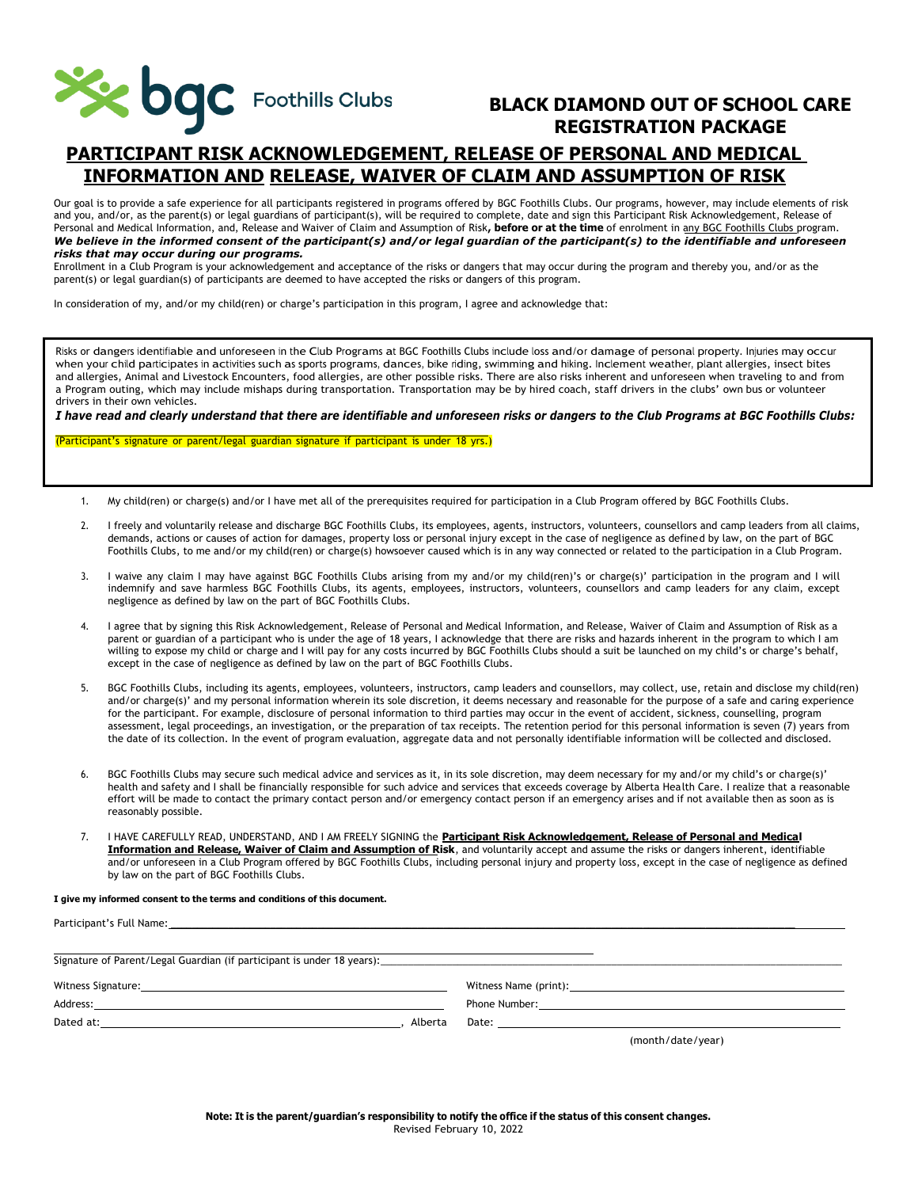bgc Foothills Clubs

# BLACK DIAMOND OUT OF SCHOOL CARE REGISTRATION PACKAGE

## PARTICIPANT RISK ACKNOWLEDGEMENT, RELEASE OF PERSONAL AND MEDICAL INFORMATION AND RELEASE, WAIVER OF CLAIM AND ASSUMPTION OF RISK

Our goal is to provide a safe experience for all participants registered in programs offered by BGC Foothills Clubs. Our programs, however, may include elements of risk and you, and/or, as the parent(s) or legal guardians of participant(s), will be required to complete, date and sign this Participant Risk Acknowledgement, Release of Personal and Medical Information, and, Release and Waiver of Claim and Assumption of Risk**, before or at the time** of enrolment in any BGC Foothills Clubs program.
***We believe in the informed consent of the participant(s) and/or legal guardian of the participant(s) to the identifiable and unforeseen risks that may occur during our programs.***
Enrollment in a Club Program is your acknowledgement and acceptance of the risks or dangers that may occur during the program and thereby you, and/or as the parent(s) or legal guardian(s) of participants are deemed to have accepted the risks or dangers of this program.

In consideration of my, and/or my child(ren) or charge's participation in this program, I agree and acknowledge that:

Risks or dangers identifiable and unforeseen in the Club Programs at BGC Foothills Clubs include loss and/or damage of personal property. Injuries may occur when your child participates in activities such as sports programs, dances, bike riding, swimming and hiking. Inclement weather, plant allergies, insect bites and allergies, Animal and Livestock Encounters, food allergies, are other possible risks. There are also risks inherent and unforeseen when traveling to and from a Program outing, which may include mishaps during transportation. Transportation may be by hired coach, staff drivers in the clubs' own bus or volunteer drivers in their own vehicles.

***I have read and clearly understand that there are identifiable and unforeseen risks or dangers to the Club Programs at BGC Foothills Clubs:***

_______________________________________________
(Participant's signature or parent/legal guardian signature if participant is under 18 yrs.)

1. My child(ren) or charge(s) and/or I have met all of the prerequisites required for participation in a Club Program offered by BGC Foothills Clubs.

2. I freely and voluntarily release and discharge BGC Foothills Clubs, its employees, agents, instructors, volunteers, counsellors and camp leaders from all claims, demands, actions or causes of action for damages, property loss or personal injury except in the case of negligence as defined by law, on the part of BGC Foothills Clubs, to me and/or my child(ren) or charge(s) howsoever caused which is in any way connected or related to the participation in a Club Program.

3. I waive any claim I may have against BGC Foothills Clubs arising from my and/or my child(ren)'s or charge(s)' participation in the program and I will indemnify and save harmless BGC Foothills Clubs, its agents, employees, instructors, volunteers, counsellors and camp leaders for any claim, except negligence as defined by law on the part of BGC Foothills Clubs.

4. I agree that by signing this Risk Acknowledgement, Release of Personal and Medical Information, and Release, Waiver of Claim and Assumption of Risk as a parent or guardian of a participant who is under the age of 18 years, I acknowledge that there are risks and hazards inherent in the program to which I am willing to expose my child or charge and I will pay for any costs incurred by BGC Foothills Clubs should a suit be launched on my child's or charge's behalf, except in the case of negligence as defined by law on the part of BGC Foothills Clubs.

5. BGC Foothills Clubs, including its agents, employees, volunteers, instructors, camp leaders and counsellors, may collect, use, retain and disclose my child(ren) and/or charge(s)' and my personal information wherein its sole discretion, it deems necessary and reasonable for the purpose of a safe and caring experience for the participant. For example, disclosure of personal information to third parties may occur in the event of accident, sickness, counselling, program assessment, legal proceedings, an investigation, or the preparation of tax receipts. The retention period for this personal information is seven (7) years from the date of its collection. In the event of program evaluation, aggregate data and not personally identifiable information will be collected and disclosed.

6. BGC Foothills Clubs may secure such medical advice and services as it, in its sole discretion, may deem necessary for my and/or my child's or charge(s)' health and safety and I shall be financially responsible for such advice and services that exceeds coverage by Alberta Health Care. I realize that a reasonable effort will be made to contact the primary contact person and/or emergency contact person if an emergency arises and if not available then as soon as is reasonably possible.

7. I HAVE CAREFULLY READ, UNDERSTAND, AND I AM FREELY SIGNING the **Participant Risk Acknowledgement, Release of Personal and Medical Information and Release, Waiver of Claim and Assumption of Risk**, and voluntarily accept and assume the risks or dangers inherent, identifiable and/or unforeseen in a Club Program offered by BGC Foothills Clubs, including personal injury and property loss, except in the case of negligence as defined by law on the part of BGC Foothills Clubs.

**I give my informed consent to the terms and conditions of this document.**

Participant's Full Name: _______________________________________________

Signature of Parent/Legal Guardian (if participant is under 18 years): _______________________________________________

Witness Signature: _______________________ Witness Name (print): _______________________

Address: _______________________ Phone Number: _______________________

Dated at: _______________________, Alberta Date: _______________________
(month/date/year)

**Note: It is the parent/guardian's responsibility to notify the office if the status of this consent changes.**
Revised February 10, 2022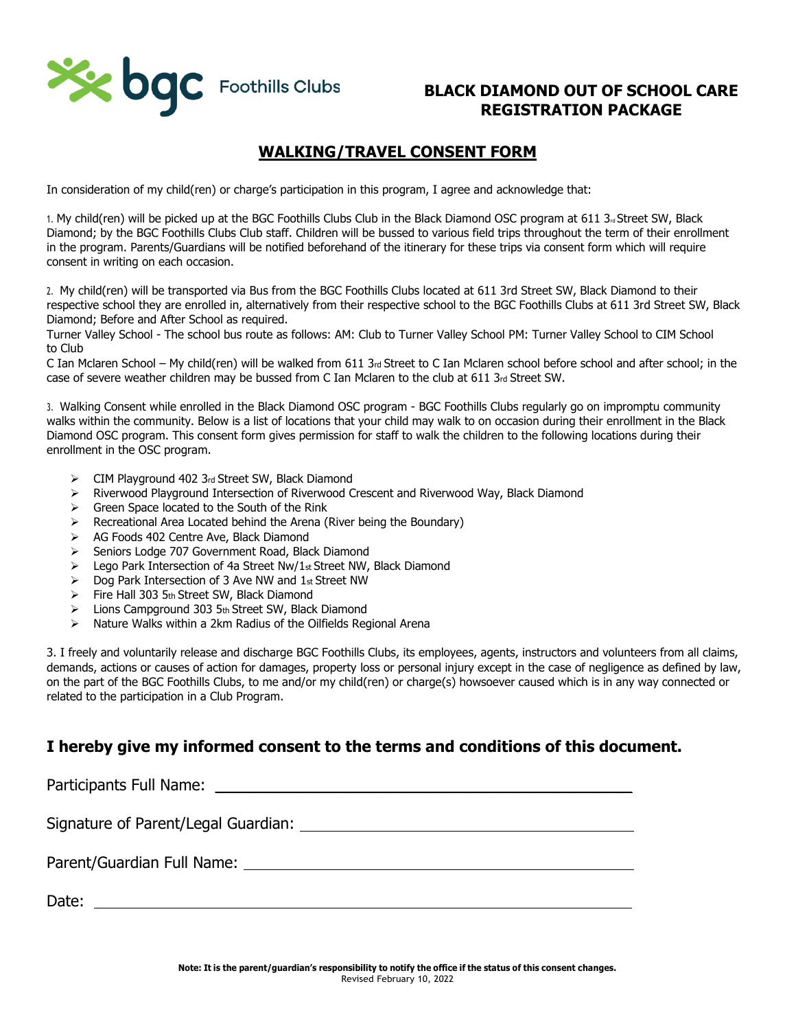# BLACK DIAMOND OUT OF SCHOOL CARE REGISTRATION PACKAGE

## WALKING/TRAVEL CONSENT FORM

In consideration of my child(ren) or charge's participation in this program, I agree and acknowledge that:

1. My child(ren) will be picked up at the BGC Foothills Clubs Club in the Black Diamond OSC program at 611 3rd Street SW, Black Diamond; by the BGC Foothills Clubs Club staff. Children will be bussed to various field trips throughout the term of their enrollment in the program. Parents/Guardians will be notified beforehand of the itinerary for these trips via consent form which will require consent in writing on each occasion.

2. My child(ren) will be transported via Bus from the BGC Foothills Clubs located at 611 3rd Street SW, Black Diamond to their respective school they are enrolled in, alternatively from their respective school to the BGC Foothills Clubs at 611 3rd Street SW, Black Diamond; Before and After School as required.
Turner Valley School - The school bus route as follows: AM: Club to Turner Valley School PM: Turner Valley School to CIM School to Club
C Ian Mclaren School – My child(ren) will be walked from 611 3rd Street to C Ian Mclaren school before school and after school; in the case of severe weather children may be bussed from C Ian Mclaren to the club at 611 3rd Street SW.

3. Walking Consent while enrolled in the Black Diamond OSC program - BGC Foothills Clubs regularly go on impromptu community walks within the community. Below is a list of locations that your child may walk to on occasion during their enrollment in the Black Diamond OSC program. This consent form gives permission for staff to walk the children to the following locations during their enrollment in the OSC program.

- CIM Playground 402 3rd Street SW, Black Diamond
- Riverwood Playground Intersection of Riverwood Crescent and Riverwood Way, Black Diamond
- Green Space located to the South of the Rink
- Recreational Area Located behind the Arena (River being the Boundary)
- AG Foods 402 Centre Ave, Black Diamond
- Seniors Lodge 707 Government Road, Black Diamond
- Lego Park Intersection of 4a Street Nw/1st Street NW, Black Diamond
- Dog Park Intersection of 3 Ave NW and 1st Street NW
- Fire Hall 303 5th Street SW, Black Diamond
- Lions Campground 303 5th Street SW, Black Diamond
- Nature Walks within a 2km Radius of the Oilfields Regional Arena

3. I freely and voluntarily release and discharge BGC Foothills Clubs, its employees, agents, instructors and volunteers from all claims, demands, actions or causes of action for damages, property loss or personal injury except in the case of negligence as defined by law, on the part of the BGC Foothills Clubs, to me and/or my child(ren) or charge(s) howsoever caused which is in any way connected or related to the participation in a Club Program.

### I hereby give my informed consent to the terms and conditions of this document.

Participants Full Name: ______________________________

Signature of Parent/Legal Guardian: ______________________________

Parent/Guardian Full Name: ______________________________

Date: ______________________________

**Note: It is the parent/guardian's responsibility to notify the office if the status of this consent changes.**
Revised February 10, 2022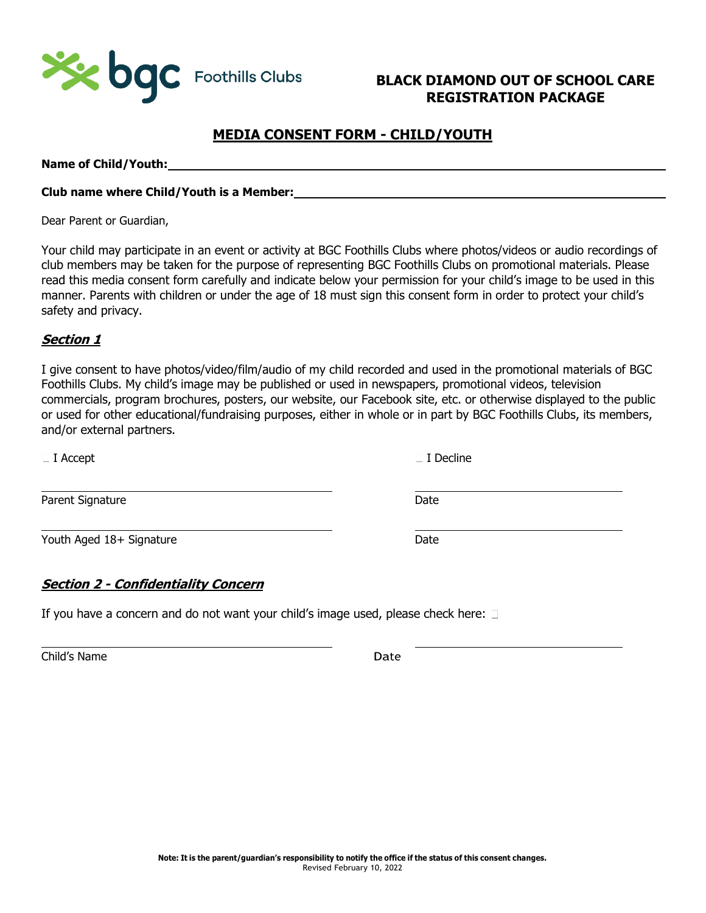bgc Foothills Clubs

**BLACK DIAMOND OUT OF SCHOOL CARE REGISTRATION PACKAGE**

# MEDIA CONSENT FORM - CHILD/YOUTH

**Name of Child/Youth:** ______________________________________________

**Club name where Child/Youth is a Member:** ______________________________

Dear Parent or Guardian,

Your child may participate in an event or activity at BGC Foothills Clubs where photos/videos or audio recordings of club members may be taken for the purpose of representing BGC Foothills Clubs on promotional materials. Please read this media consent form carefully and indicate below your permission for your child's image to be used in this manner. Parents with children or under the age of 18 must sign this consent form in order to protect your child's safety and privacy.

## *Section 1*

I give consent to have photos/video/film/audio of my child recorded and used in the promotional materials of BGC Foothills Clubs. My child's image may be published or used in newspapers, promotional videos, television commercials, program brochures, posters, our website, our Facebook site, etc. or otherwise displayed to the public or used for other educational/fundraising purposes, either in whole or in part by BGC Foothills Clubs, its members, and/or external partners.

☐ I Accept ☐ I Decline

______________________________ ______________________________

Parent Signature Date

______________________________ ______________________________

Youth Aged 18+ Signature Date

## *Section 2 - Confidentiality Concern*

If you have a concern and do not want your child's image used, please check here: ☐

______________________________ ______________________________

Child's Name Date

**Note: It is the parent/guardian's responsibility to notify the office if the status of this consent changes.**

Revised February 10, 2022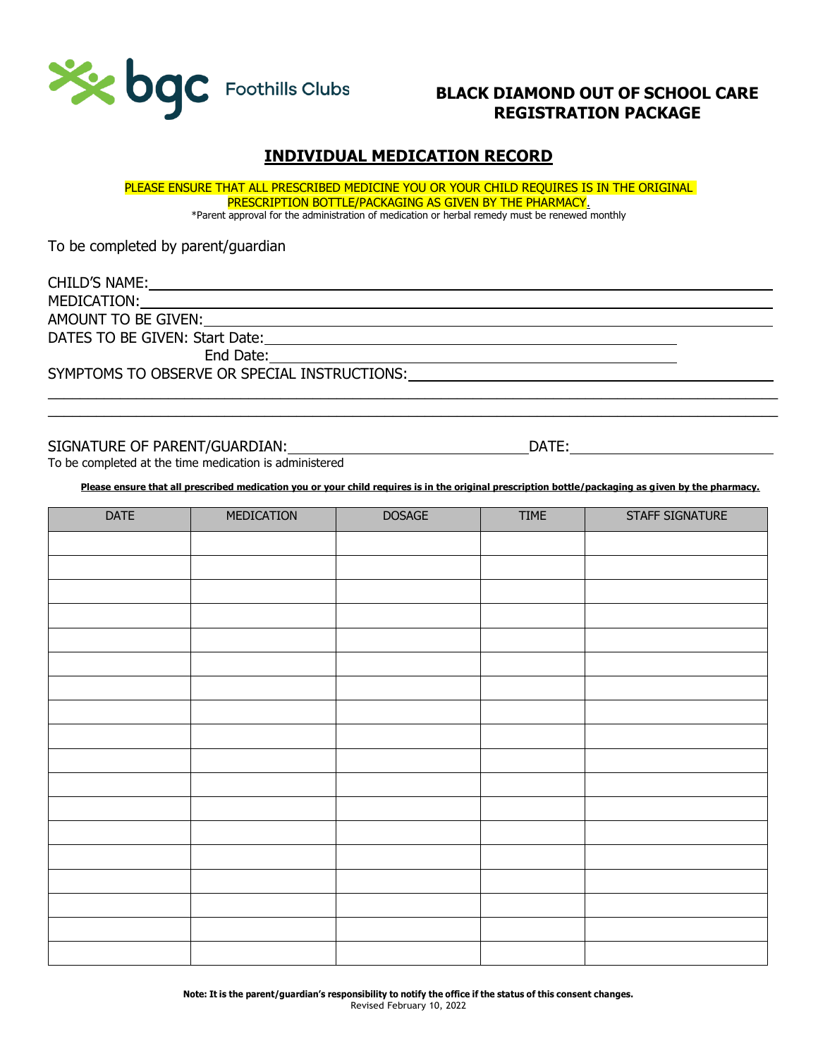bgc Foothills Clubs

**BLACK DIAMOND OUT OF SCHOOL CARE**
**REGISTRATION PACKAGE**

## INDIVIDUAL MEDICATION RECORD

PLEASE ENSURE THAT ALL PRESCRIBED MEDICINE YOU OR YOUR CHILD REQUIRES IS IN THE ORIGINAL PRESCRIPTION BOTTLE/PACKAGING AS GIVEN BY THE PHARMACY.

*Parent approval for the administration of medication or herbal remedy must be renewed monthly

To be completed by parent/guardian

CHILD'S NAME:\_\_\_\_\_\_\_\_\_\_\_\_\_\_\_\_\_\_\_\_\_\_\_\_\_\_\_\_\_\_\_\_

MEDICATION:\_\_\_\_\_\_\_\_\_\_\_\_\_\_\_\_\_\_\_\_\_\_\_\_\_\_\_\_\_\_\_\_

AMOUNT TO BE GIVEN:\_\_\_\_\_\_\_\_\_\_\_\_\_\_\_\_\_\_\_\_\_\_\_\_\_\_\_\_\_\_\_\_

DATES TO BE GIVEN: Start Date:\_\_\_\_\_\_\_\_\_\_\_\_\_\_\_\_\_\_\_\_\_\_\_\_\_\_\_\_\_\_\_\_

End Date:\_\_\_\_\_\_\_\_\_\_\_\_\_\_\_\_\_\_\_\_\_\_\_\_\_\_\_\_\_\_\_\_

SYMPTOMS TO OBSERVE OR SPECIAL INSTRUCTIONS:\_\_\_\_\_\_\_\_\_\_\_\_\_\_\_\_\_\_\_\_\_\_\_\_\_\_\_\_\_\_\_\_

\_\_\_\_\_\_\_\_\_\_\_\_\_\_\_\_\_\_\_\_\_\_\_\_\_\_\_\_\_\_\_\_\_\_\_\_\_\_\_\_\_\_\_\_\_\_\_\_\_\_\_\_\_\_\_\_\_\_\_\_\_\_\_\_

\_\_\_\_\_\_\_\_\_\_\_\_\_\_\_\_\_\_\_\_\_\_\_\_\_\_\_\_\_\_\_\_\_\_\_\_\_\_\_\_\_\_\_\_\_\_\_\_\_\_\_\_\_\_\_\_\_\_\_\_\_\_\_\_

SIGNATURE OF PARENT/GUARDIAN:\_\_\_\_\_\_\_\_\_\_\_\_\_\_\_\_\_\_\_\_\_\_\_\_\_\_\_\_\_\_\_\_ DATE:\_\_\_\_\_\_\_\_\_\_\_\_\_\_\_\_\_\_\_\_\_\_\_\_

To be completed at the time medication is administered

**Please ensure that all prescribed medication you or your child requires is in the original prescription bottle/packaging as given by the pharmacy.**

| DATE | MEDICATION | DOSAGE | TIME | STAFF SIGNATURE |
|---|---|---|---|---|
| | | | | |
| | | | | |
| | | | | |
| | | | | |
| | | | | |
| | | | | |
| | | | | |
| | | | | |
| | | | | |
| | | | | |
| | | | | |
| | | | | |
| | | | | |
| | | | | |
| | | | | |
| | | | | |
| | | | | |
| | | | | |

**Note: It is the parent/guardian's responsibility to notify the office if the status of this consent changes.**

Revised February 10, 2022